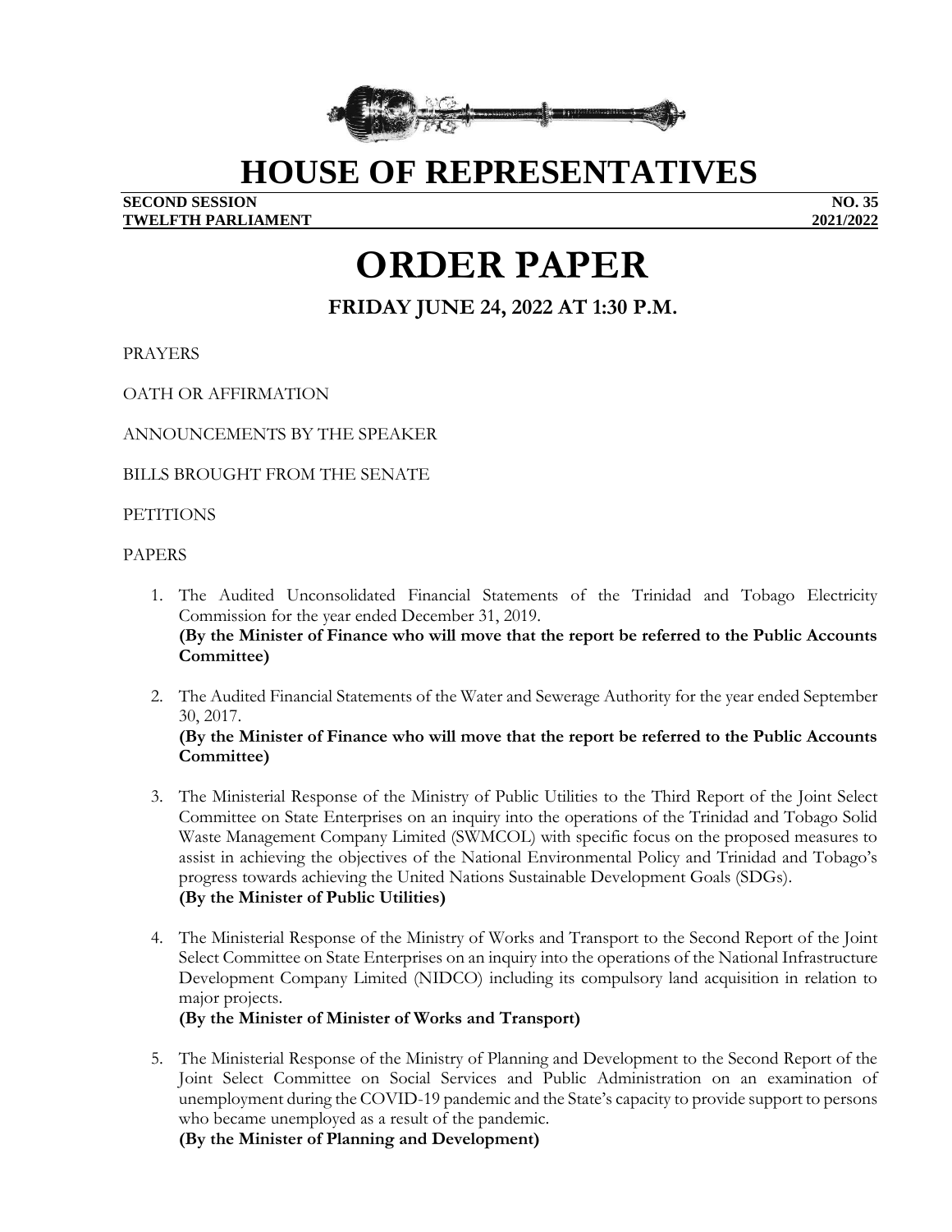# HOUSE OF REPRESENTATIVES

**SECOND SESSION** **NO. 35**
**TWELFTH PARLIAMENT** **2021/2022**

# ORDER PAPER

## FRIDAY JUNE 24, 2022 AT 1:30 P.M.

PRAYERS

OATH OR AFFIRMATION

ANNOUNCEMENTS BY THE SPEAKER

BILLS BROUGHT FROM THE SENATE

PETITIONS

PAPERS

1. The Audited Unconsolidated Financial Statements of the Trinidad and Tobago Electricity Commission for the year ended December 31, 2019.
**(By the Minister of Finance who will move that the report be referred to the Public Accounts Committee)**

2. The Audited Financial Statements of the Water and Sewerage Authority for the year ended September 30, 2017.
**(By the Minister of Finance who will move that the report be referred to the Public Accounts Committee)**

3. The Ministerial Response of the Ministry of Public Utilities to the Third Report of the Joint Select Committee on State Enterprises on an inquiry into the operations of the Trinidad and Tobago Solid Waste Management Company Limited (SWMCOL) with specific focus on the proposed measures to assist in achieving the objectives of the National Environmental Policy and Trinidad and Tobago's progress towards achieving the United Nations Sustainable Development Goals (SDGs).
**(By the Minister of Public Utilities)**

4. The Ministerial Response of the Ministry of Works and Transport to the Second Report of the Joint Select Committee on State Enterprises on an inquiry into the operations of the National Infrastructure Development Company Limited (NIDCO) including its compulsory land acquisition in relation to major projects.
**(By the Minister of Minister of Works and Transport)**

5. The Ministerial Response of the Ministry of Planning and Development to the Second Report of the Joint Select Committee on Social Services and Public Administration on an examination of unemployment during the COVID-19 pandemic and the State's capacity to provide support to persons who became unemployed as a result of the pandemic.
**(By the Minister of Planning and Development)**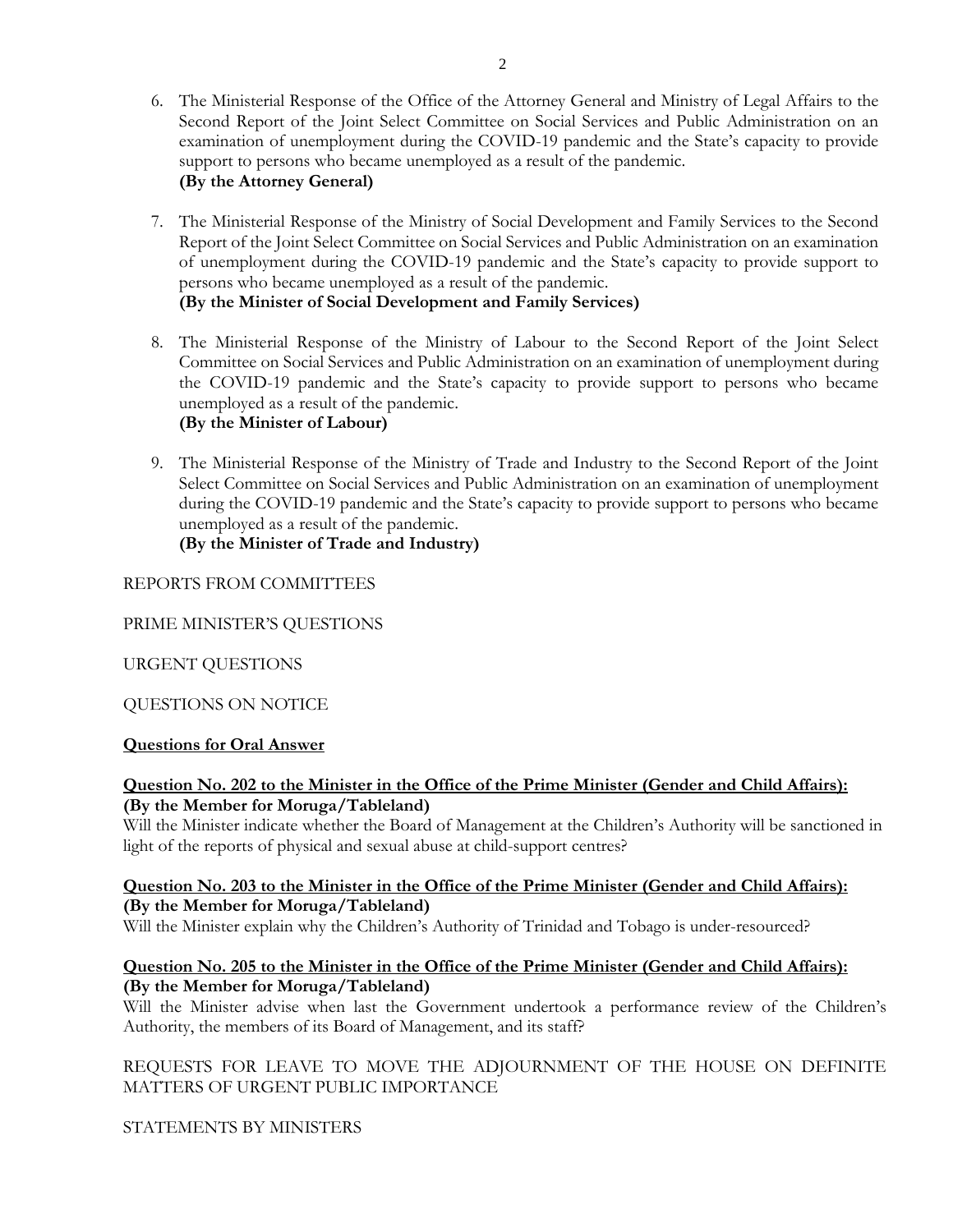6. The Ministerial Response of the Office of the Attorney General and Ministry of Legal Affairs to the Second Report of the Joint Select Committee on Social Services and Public Administration on an examination of unemployment during the COVID-19 pandemic and the State's capacity to provide support to persons who became unemployed as a result of the pandemic.
   **(By the Attorney General)**

7. The Ministerial Response of the Ministry of Social Development and Family Services to the Second Report of the Joint Select Committee on Social Services and Public Administration on an examination of unemployment during the COVID-19 pandemic and the State's capacity to provide support to persons who became unemployed as a result of the pandemic.
   **(By the Minister of Social Development and Family Services)**

8. The Ministerial Response of the Ministry of Labour to the Second Report of the Joint Select Committee on Social Services and Public Administration on an examination of unemployment during the COVID-19 pandemic and the State's capacity to provide support to persons who became unemployed as a result of the pandemic.
   **(By the Minister of Labour)**

9. The Ministerial Response of the Ministry of Trade and Industry to the Second Report of the Joint Select Committee on Social Services and Public Administration on an examination of unemployment during the COVID-19 pandemic and the State's capacity to provide support to persons who became unemployed as a result of the pandemic.
   **(By the Minister of Trade and Industry)**

REPORTS FROM COMMITTEES

PRIME MINISTER'S QUESTIONS

URGENT QUESTIONS

QUESTIONS ON NOTICE

**Questions for Oral Answer**

**Question No. 202 to the Minister in the Office of the Prime Minister (Gender and Child Affairs):**
**(By the Member for Moruga/Tableland)**
Will the Minister indicate whether the Board of Management at the Children's Authority will be sanctioned in light of the reports of physical and sexual abuse at child-support centres?

**Question No. 203 to the Minister in the Office of the Prime Minister (Gender and Child Affairs):**
**(By the Member for Moruga/Tableland)**
Will the Minister explain why the Children's Authority of Trinidad and Tobago is under-resourced?

**Question No. 205 to the Minister in the Office of the Prime Minister (Gender and Child Affairs):**
**(By the Member for Moruga/Tableland)**
Will the Minister advise when last the Government undertook a performance review of the Children's Authority, the members of its Board of Management, and its staff?

REQUESTS FOR LEAVE TO MOVE THE ADJOURNMENT OF THE HOUSE ON DEFINITE MATTERS OF URGENT PUBLIC IMPORTANCE

STATEMENTS BY MINISTERS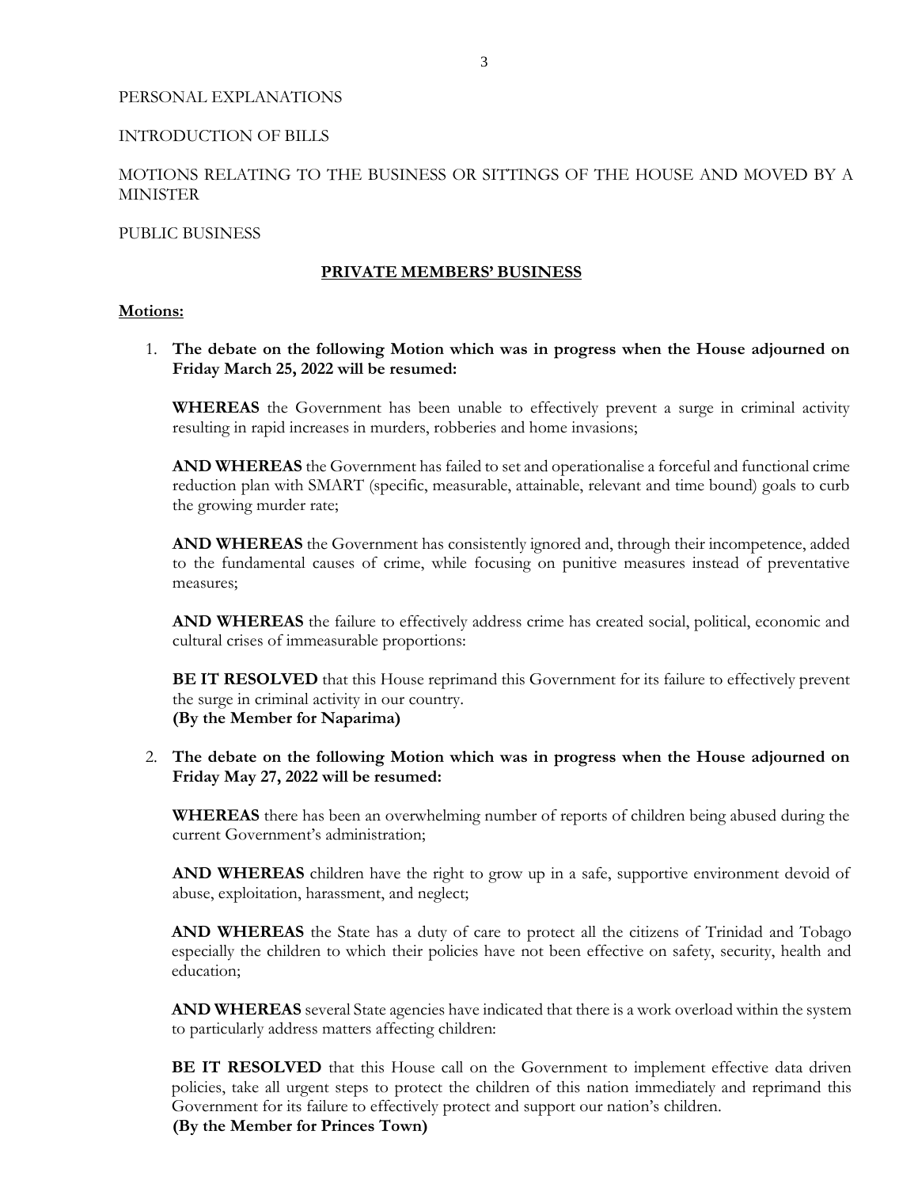PERSONAL EXPLANATIONS

INTRODUCTION OF BILLS

MOTIONS RELATING TO THE BUSINESS OR SITTINGS OF THE HOUSE AND MOVED BY A MINISTER

PUBLIC BUSINESS

## PRIVATE MEMBERS' BUSINESS

**Motions:**

1. **The debate on the following Motion which was in progress when the House adjourned on Friday March 25, 2022 will be resumed:**

   **WHEREAS** the Government has been unable to effectively prevent a surge in criminal activity resulting in rapid increases in murders, robberies and home invasions;

   **AND WHEREAS** the Government has failed to set and operationalise a forceful and functional crime reduction plan with SMART (specific, measurable, attainable, relevant and time bound) goals to curb the growing murder rate;

   **AND WHEREAS** the Government has consistently ignored and, through their incompetence, added to the fundamental causes of crime, while focusing on punitive measures instead of preventative measures;

   **AND WHEREAS** the failure to effectively address crime has created social, political, economic and cultural crises of immeasurable proportions:

   **BE IT RESOLVED** that this House reprimand this Government for its failure to effectively prevent the surge in criminal activity in our country.
   **(By the Member for Naparima)**

2. **The debate on the following Motion which was in progress when the House adjourned on Friday May 27, 2022 will be resumed:**

   **WHEREAS** there has been an overwhelming number of reports of children being abused during the current Government's administration;

   **AND WHEREAS** children have the right to grow up in a safe, supportive environment devoid of abuse, exploitation, harassment, and neglect;

   **AND WHEREAS** the State has a duty of care to protect all the citizens of Trinidad and Tobago especially the children to which their policies have not been effective on safety, security, health and education;

   **AND WHEREAS** several State agencies have indicated that there is a work overload within the system to particularly address matters affecting children:

   **BE IT RESOLVED** that this House call on the Government to implement effective data driven policies, take all urgent steps to protect the children of this nation immediately and reprimand this Government for its failure to effectively protect and support our nation's children.
   **(By the Member for Princes Town)**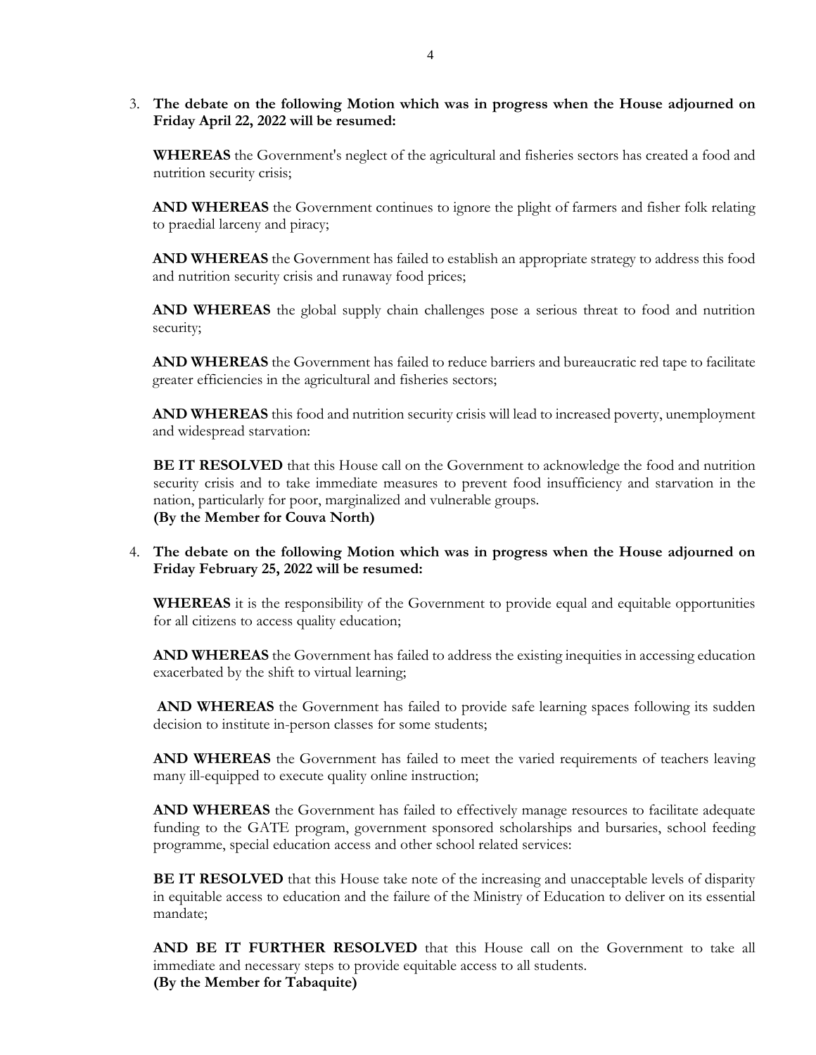3. **The debate on the following Motion which was in progress when the House adjourned on Friday April 22, 2022 will be resumed:**

   **WHEREAS** the Government's neglect of the agricultural and fisheries sectors has created a food and nutrition security crisis;

   **AND WHEREAS** the Government continues to ignore the plight of farmers and fisher folk relating to praedial larceny and piracy;

   **AND WHEREAS** the Government has failed to establish an appropriate strategy to address this food and nutrition security crisis and runaway food prices;

   **AND WHEREAS** the global supply chain challenges pose a serious threat to food and nutrition security;

   **AND WHEREAS** the Government has failed to reduce barriers and bureaucratic red tape to facilitate greater efficiencies in the agricultural and fisheries sectors;

   **AND WHEREAS** this food and nutrition security crisis will lead to increased poverty, unemployment and widespread starvation:

   **BE IT RESOLVED** that this House call on the Government to acknowledge the food and nutrition security crisis and to take immediate measures to prevent food insufficiency and starvation in the nation, particularly for poor, marginalized and vulnerable groups.
   **(By the Member for Couva North)**

4. **The debate on the following Motion which was in progress when the House adjourned on Friday February 25, 2022 will be resumed:**

   **WHEREAS** it is the responsibility of the Government to provide equal and equitable opportunities for all citizens to access quality education;

   **AND WHEREAS** the Government has failed to address the existing inequities in accessing education exacerbated by the shift to virtual learning;

   **AND WHEREAS** the Government has failed to provide safe learning spaces following its sudden decision to institute in-person classes for some students;

   **AND WHEREAS** the Government has failed to meet the varied requirements of teachers leaving many ill-equipped to execute quality online instruction;

   **AND WHEREAS** the Government has failed to effectively manage resources to facilitate adequate funding to the GATE program, government sponsored scholarships and bursaries, school feeding programme, special education access and other school related services:

   **BE IT RESOLVED** that this House take note of the increasing and unacceptable levels of disparity in equitable access to education and the failure of the Ministry of Education to deliver on its essential mandate;

   **AND BE IT FURTHER RESOLVED** that this House call on the Government to take all immediate and necessary steps to provide equitable access to all students.
   **(By the Member for Tabaquite)**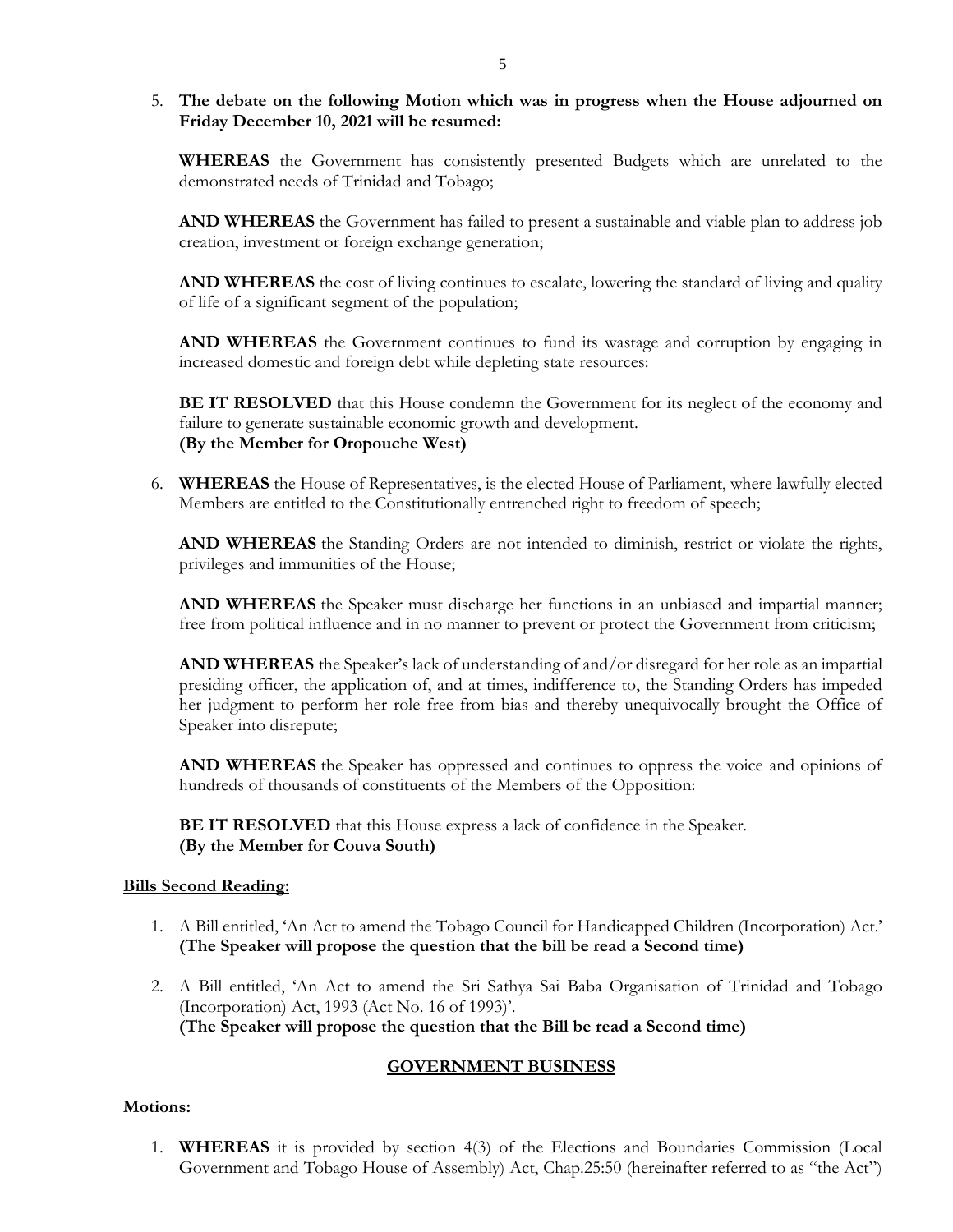5. **The debate on the following Motion which was in progress when the House adjourned on Friday December 10, 2021 will be resumed:**

   **WHEREAS** the Government has consistently presented Budgets which are unrelated to the demonstrated needs of Trinidad and Tobago;

   **AND WHEREAS** the Government has failed to present a sustainable and viable plan to address job creation, investment or foreign exchange generation;

   **AND WHEREAS** the cost of living continues to escalate, lowering the standard of living and quality of life of a significant segment of the population;

   **AND WHEREAS** the Government continues to fund its wastage and corruption by engaging in increased domestic and foreign debt while depleting state resources:

   **BE IT RESOLVED** that this House condemn the Government for its neglect of the economy and failure to generate sustainable economic growth and development.
   **(By the Member for Oropouche West)**

6. **WHEREAS** the House of Representatives, is the elected House of Parliament, where lawfully elected Members are entitled to the Constitutionally entrenched right to freedom of speech;

   **AND WHEREAS** the Standing Orders are not intended to diminish, restrict or violate the rights, privileges and immunities of the House;

   **AND WHEREAS** the Speaker must discharge her functions in an unbiased and impartial manner; free from political influence and in no manner to prevent or protect the Government from criticism;

   **AND WHEREAS** the Speaker's lack of understanding of and/or disregard for her role as an impartial presiding officer, the application of, and at times, indifference to, the Standing Orders has impeded her judgment to perform her role free from bias and thereby unequivocally brought the Office of Speaker into disrepute;

   **AND WHEREAS** the Speaker has oppressed and continues to oppress the voice and opinions of hundreds of thousands of constituents of the Members of the Opposition:

   **BE IT RESOLVED** that this House express a lack of confidence in the Speaker.
   **(By the Member for Couva South)**

**Bills Second Reading:**

1. A Bill entitled, 'An Act to amend the Tobago Council for Handicapped Children (Incorporation) Act.'
   **(The Speaker will propose the question that the bill be read a Second time)**

2. A Bill entitled, 'An Act to amend the Sri Sathya Sai Baba Organisation of Trinidad and Tobago (Incorporation) Act, 1993 (Act No. 16 of 1993)'.
   **(The Speaker will propose the question that the Bill be read a Second time)**

## GOVERNMENT BUSINESS

**Motions:**

1. **WHEREAS** it is provided by section 4(3) of the Elections and Boundaries Commission (Local Government and Tobago House of Assembly) Act, Chap.25:50 (hereinafter referred to as "the Act")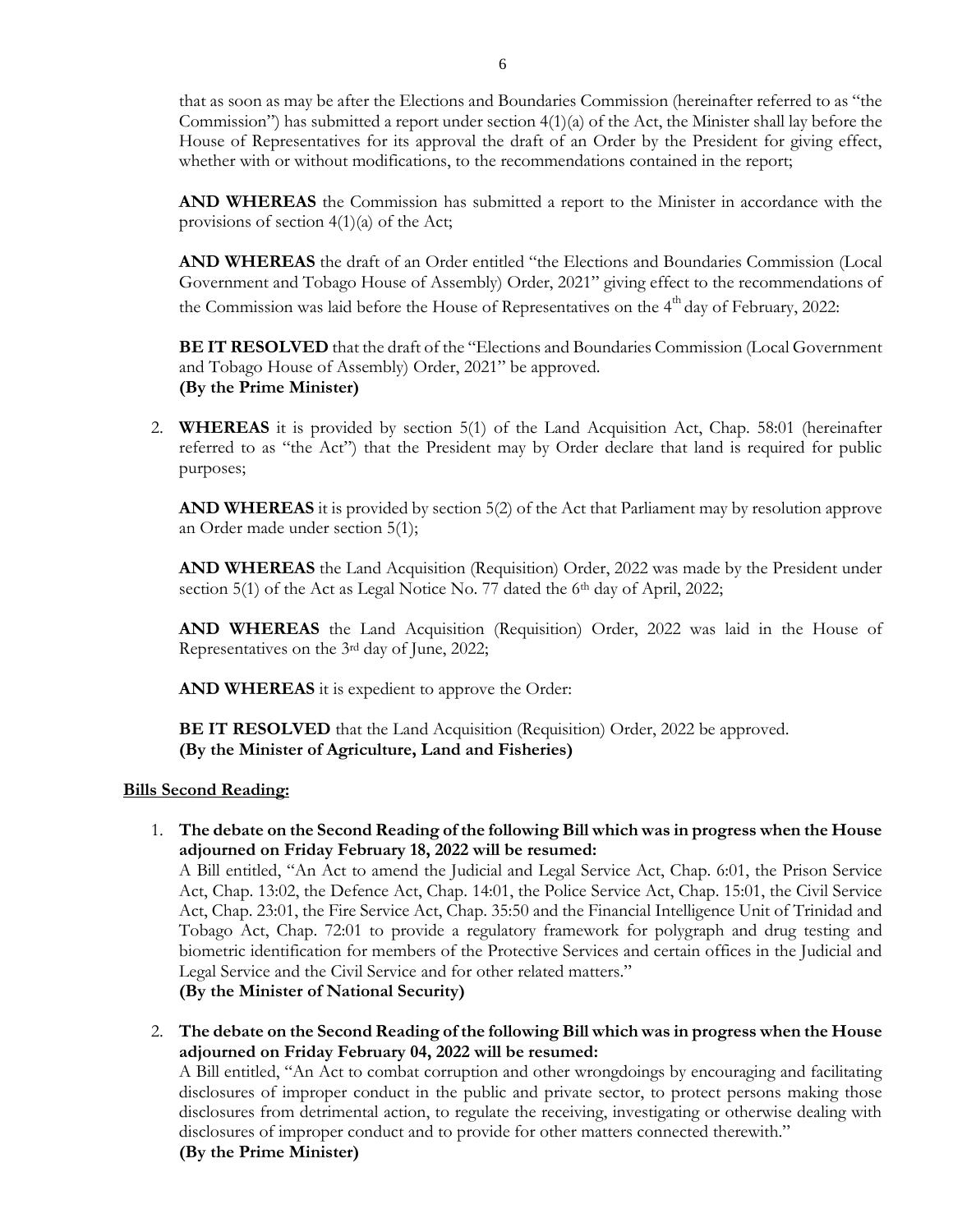that as soon as may be after the Elections and Boundaries Commission (hereinafter referred to as "the Commission") has submitted a report under section 4(1)(a) of the Act, the Minister shall lay before the House of Representatives for its approval the draft of an Order by the President for giving effect, whether with or without modifications, to the recommendations contained in the report;

**AND WHEREAS** the Commission has submitted a report to the Minister in accordance with the provisions of section 4(1)(a) of the Act;

**AND WHEREAS** the draft of an Order entitled "the Elections and Boundaries Commission (Local Government and Tobago House of Assembly) Order, 2021" giving effect to the recommendations of the Commission was laid before the House of Representatives on the 4th day of February, 2022:

**BE IT RESOLVED** that the draft of the "Elections and Boundaries Commission (Local Government and Tobago House of Assembly) Order, 2021" be approved.
**(By the Prime Minister)**

2. **WHEREAS** it is provided by section 5(1) of the Land Acquisition Act, Chap. 58:01 (hereinafter referred to as "the Act") that the President may by Order declare that land is required for public purposes;

   **AND WHEREAS** it is provided by section 5(2) of the Act that Parliament may by resolution approve an Order made under section 5(1);

   **AND WHEREAS** the Land Acquisition (Requisition) Order, 2022 was made by the President under section 5(1) of the Act as Legal Notice No. 77 dated the 6th day of April, 2022;

   **AND WHEREAS** the Land Acquisition (Requisition) Order, 2022 was laid in the House of Representatives on the 3rd day of June, 2022;

   **AND WHEREAS** it is expedient to approve the Order:

   **BE IT RESOLVED** that the Land Acquisition (Requisition) Order, 2022 be approved.
   **(By the Minister of Agriculture, Land and Fisheries)**

**Bills Second Reading:**

1. **The debate on the Second Reading of the following Bill which was in progress when the House adjourned on Friday February 18, 2022 will be resumed:**
   A Bill entitled, "An Act to amend the Judicial and Legal Service Act, Chap. 6:01, the Prison Service Act, Chap. 13:02, the Defence Act, Chap. 14:01, the Police Service Act, Chap. 15:01, the Civil Service Act, Chap. 23:01, the Fire Service Act, Chap. 35:50 and the Financial Intelligence Unit of Trinidad and Tobago Act, Chap. 72:01 to provide a regulatory framework for polygraph and drug testing and biometric identification for members of the Protective Services and certain offices in the Judicial and Legal Service and the Civil Service and for other related matters."
   **(By the Minister of National Security)**

2. **The debate on the Second Reading of the following Bill which was in progress when the House adjourned on Friday February 04, 2022 will be resumed:**
   A Bill entitled, "An Act to combat corruption and other wrongdoings by encouraging and facilitating disclosures of improper conduct in the public and private sector, to protect persons making those disclosures from detrimental action, to regulate the receiving, investigating or otherwise dealing with disclosures of improper conduct and to provide for other matters connected therewith."
   **(By the Prime Minister)**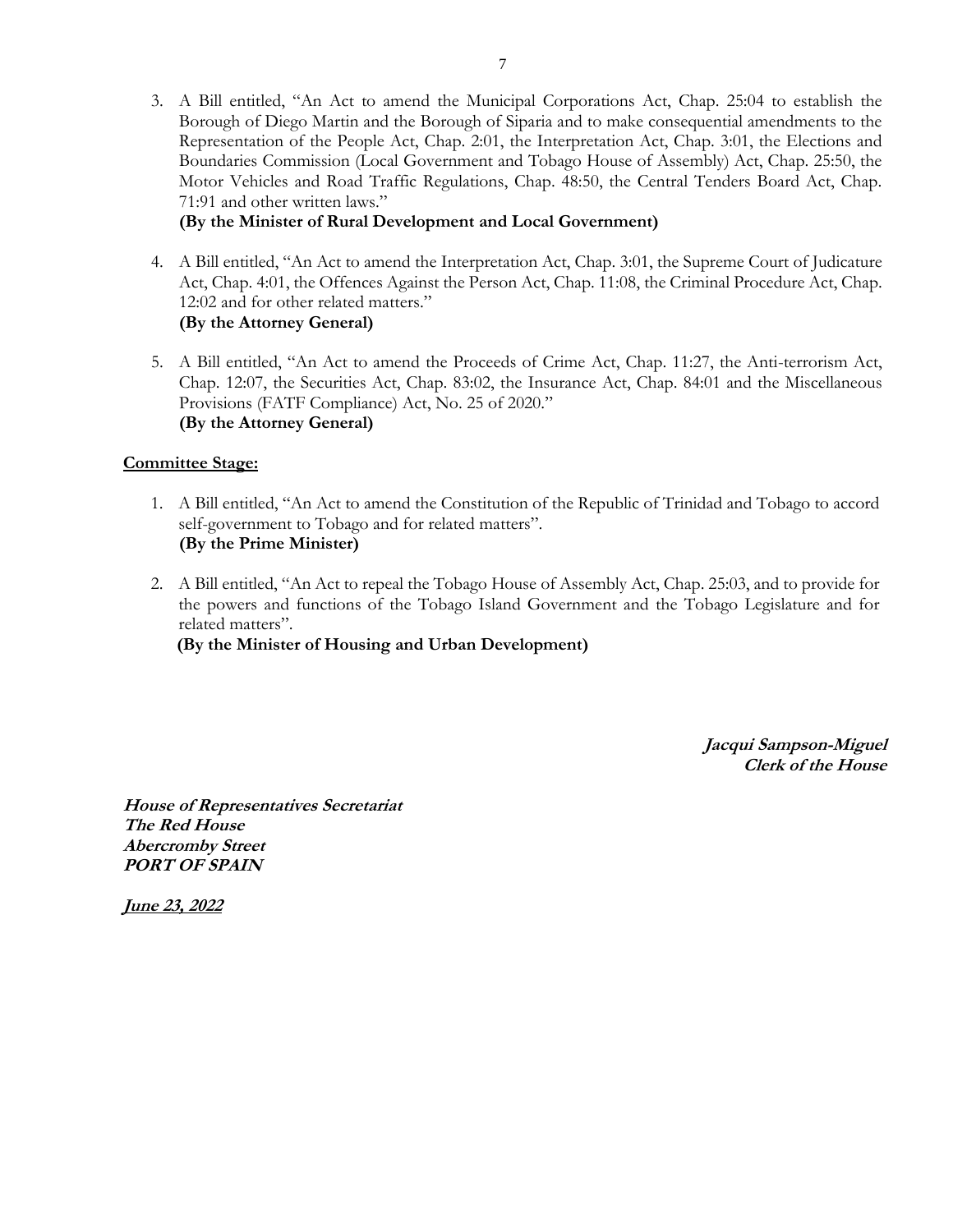3. A Bill entitled, "An Act to amend the Municipal Corporations Act, Chap. 25:04 to establish the Borough of Diego Martin and the Borough of Siparia and to make consequential amendments to the Representation of the People Act, Chap. 2:01, the Interpretation Act, Chap. 3:01, the Elections and Boundaries Commission (Local Government and Tobago House of Assembly) Act, Chap. 25:50, the Motor Vehicles and Road Traffic Regulations, Chap. 48:50, the Central Tenders Board Act, Chap. 71:91 and other written laws."
   **(By the Minister of Rural Development and Local Government)**

4. A Bill entitled, "An Act to amend the Interpretation Act, Chap. 3:01, the Supreme Court of Judicature Act, Chap. 4:01, the Offences Against the Person Act, Chap. 11:08, the Criminal Procedure Act, Chap. 12:02 and for other related matters."
   **(By the Attorney General)**

5. A Bill entitled, "An Act to amend the Proceeds of Crime Act, Chap. 11:27, the Anti-terrorism Act, Chap. 12:07, the Securities Act, Chap. 83:02, the Insurance Act, Chap. 84:01 and the Miscellaneous Provisions (FATF Compliance) Act, No. 25 of 2020."
   **(By the Attorney General)**

**Committee Stage:**

1. A Bill entitled, "An Act to amend the Constitution of the Republic of Trinidad and Tobago to accord self-government to Tobago and for related matters".
   **(By the Prime Minister)**

2. A Bill entitled, "An Act to repeal the Tobago House of Assembly Act, Chap. 25:03, and to provide for the powers and functions of the Tobago Island Government and the Tobago Legislature and for related matters".
   **(By the Minister of Housing and Urban Development)**

***Jacqui Sampson-Miguel***
***Clerk of the House***

***House of Representatives Secretariat***
***The Red House***
***Abercromby Street***
***PORT OF SPAIN***

***June 23, 2022***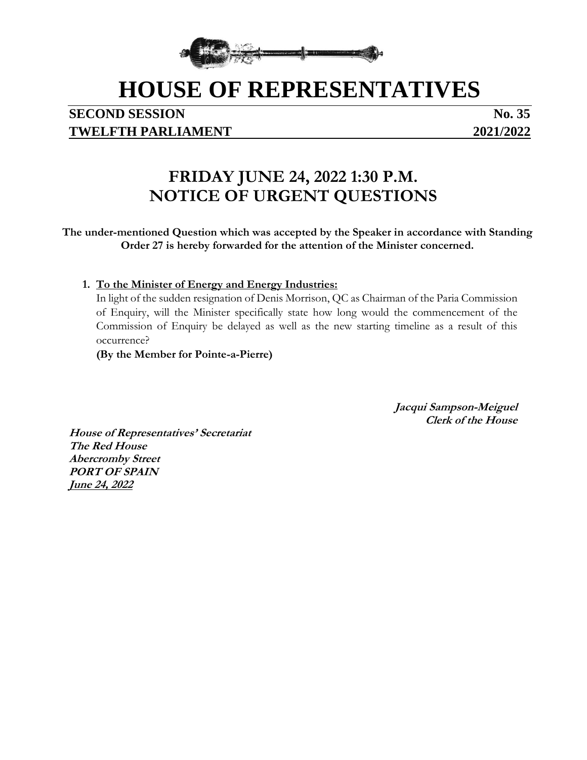# HOUSE OF REPRESENTATIVES

**SECOND SESSION** **No. 35**
**TWELFTH PARLIAMENT** **2021/2022**

## FRIDAY JUNE 24, 2022 1:30 P.M.
## NOTICE OF URGENT QUESTIONS

**The under-mentioned Question which was accepted by the Speaker in accordance with Standing Order 27 is hereby forwarded for the attention of the Minister concerned.**

1. **To the Minister of Energy and Energy Industries:**
   In light of the sudden resignation of Denis Morrison, QC as Chairman of the Paria Commission of Enquiry, will the Minister specifically state how long would the commencement of the Commission of Enquiry be delayed as well as the new starting timeline as a result of this occurrence?
   **(By the Member for Pointe-a-Pierre)**

***Jacqui Sampson-Meiguel***
***Clerk of the House***

***House of Representatives' Secretariat***
***The Red House***
***Abercromby Street***
***PORT OF SPAIN***
***June 24, 2022***